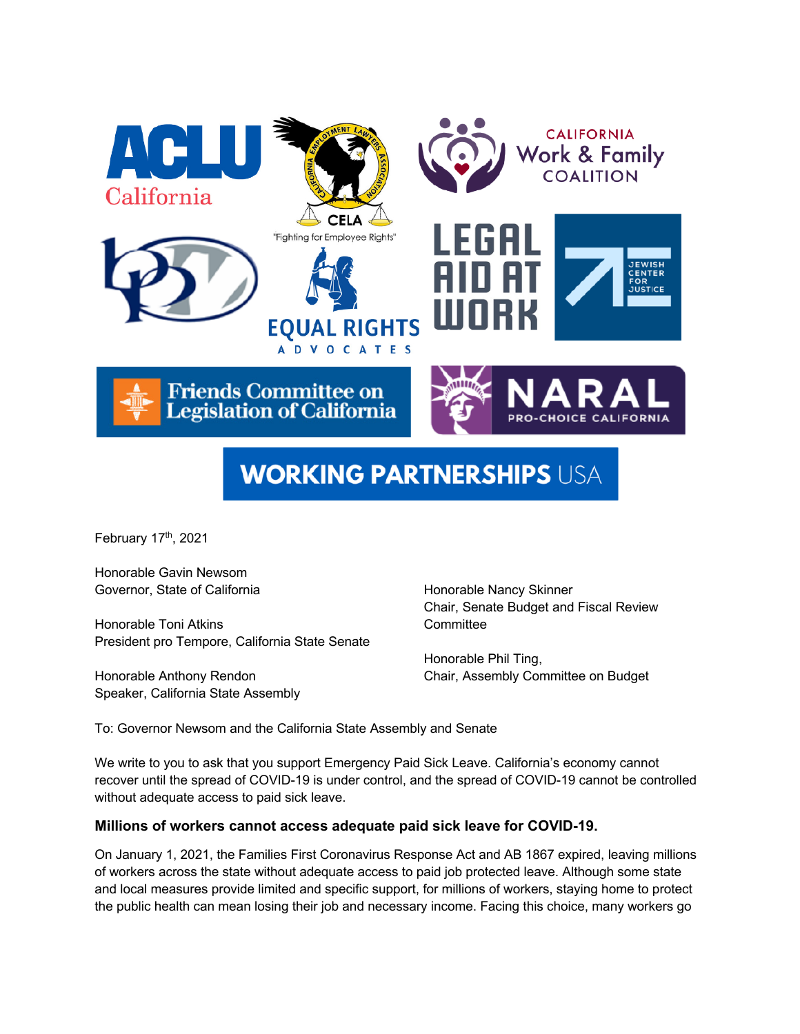February 17th, 2021

Honorable Gavin Newsom
Governor, State of California

Honorable Toni Atkins
President pro Tempore, California State Senate

Honorable Anthony Rendon
Speaker, California State Assembly

Honorable Nancy Skinner
Chair, Senate Budget and Fiscal Review Committee

Honorable Phil Ting,
Chair, Assembly Committee on Budget

To: Governor Newsom and the California State Assembly and Senate

We write to you to ask that you support Emergency Paid Sick Leave. California's economy cannot recover until the spread of COVID-19 is under control, and the spread of COVID-19 cannot be controlled without adequate access to paid sick leave.

### Millions of workers cannot access adequate paid sick leave for COVID-19.

On January 1, 2021, the Families First Coronavirus Response Act and AB 1867 expired, leaving millions of workers across the state without adequate access to paid job protected leave. Although some state and local measures provide limited and specific support, for millions of workers, staying home to protect the public health can mean losing their job and necessary income. Facing this choice, many workers go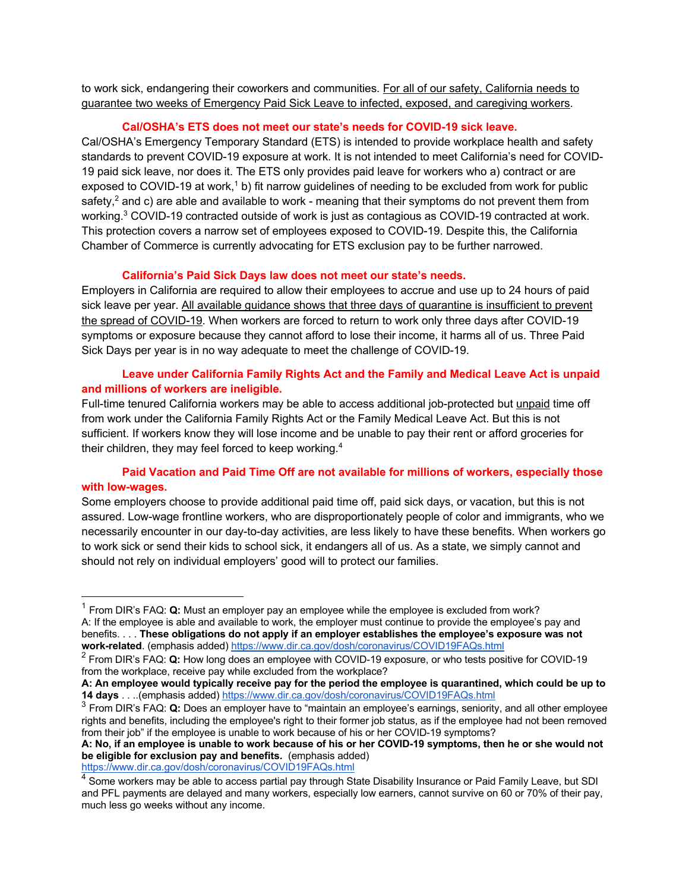to work sick, endangering their coworkers and communities. For all of our safety, California needs to guarantee two weeks of Emergency Paid Sick Leave to infected, exposed, and caregiving workers.

### Cal/OSHA's ETS does not meet our state's needs for COVID-19 sick leave.

Cal/OSHA's Emergency Temporary Standard (ETS) is intended to provide workplace health and safety standards to prevent COVID-19 exposure at work. It is not intended to meet California's need for COVID-19 paid sick leave, nor does it. The ETS only provides paid leave for workers who a) contract or are exposed to COVID-19 at work,[1] b) fit narrow guidelines of needing to be excluded from work for public safety,[2] and c) are able and available to work - meaning that their symptoms do not prevent them from working.[3] COVID-19 contracted outside of work is just as contagious as COVID-19 contracted at work. This protection covers a narrow set of employees exposed to COVID-19. Despite this, the California Chamber of Commerce is currently advocating for ETS exclusion pay to be further narrowed.

### California's Paid Sick Days law does not meet our state's needs.

Employers in California are required to allow their employees to accrue and use up to 24 hours of paid sick leave per year. All available guidance shows that three days of quarantine is insufficient to prevent the spread of COVID-19. When workers are forced to return to work only three days after COVID-19 symptoms or exposure because they cannot afford to lose their income, it harms all of us. Three Paid Sick Days per year is in no way adequate to meet the challenge of COVID-19.

### Leave under California Family Rights Act and the Family and Medical Leave Act is unpaid and millions of workers are ineligible.

Full-time tenured California workers may be able to access additional job-protected but unpaid time off from work under the California Family Rights Act or the Family Medical Leave Act. But this is not sufficient. If workers know they will lose income and be unable to pay their rent or afford groceries for their children, they may feel forced to keep working.[4]

### Paid Vacation and Paid Time Off are not available for millions of workers, especially those with low-wages.

Some employers choose to provide additional paid time off, paid sick days, or vacation, but this is not assured. Low-wage frontline workers, who are disproportionately people of color and immigrants, who we necessarily encounter in our day-to-day activities, are less likely to have these benefits. When workers go to work sick or send their kids to school sick, it endangers all of us. As a state, we simply cannot and should not rely on individual employers' good will to protect our families.

---

[1] From DIR's FAQ: **Q:** Must an employer pay an employee while the employee is excluded from work?
A: If the employee is able and available to work, the employer must continue to provide the employee's pay and benefits. . . . **These obligations do not apply if an employer establishes the employee's exposure was not work-related**. (emphasis added) https://www.dir.ca.gov/dosh/coronavirus/COVID19FAQs.html

[2] From DIR's FAQ: **Q:** How long does an employee with COVID-19 exposure, or who tests positive for COVID-19 from the workplace, receive pay while excluded from the workplace?
**A: An employee would typically receive pay for the period the employee is quarantined, which could be up to 14 days** . . ..(emphasis added) https://www.dir.ca.gov/dosh/coronavirus/COVID19FAQs.html

[3] From DIR's FAQ: **Q:** Does an employer have to "maintain an employee's earnings, seniority, and all other employee rights and benefits, including the employee's right to their former job status, as if the employee had not been removed from their job" if the employee is unable to work because of his or her COVID-19 symptoms?
**A: No, if an employee is unable to work because of his or her COVID-19 symptoms, then he or she would not be eligible for exclusion pay and benefits.** (emphasis added) https://www.dir.ca.gov/dosh/coronavirus/COVID19FAQs.html

[4] Some workers may be able to access partial pay through State Disability Insurance or Paid Family Leave, but SDI and PFL payments are delayed and many workers, especially low earners, cannot survive on 60 or 70% of their pay, much less go weeks without any income.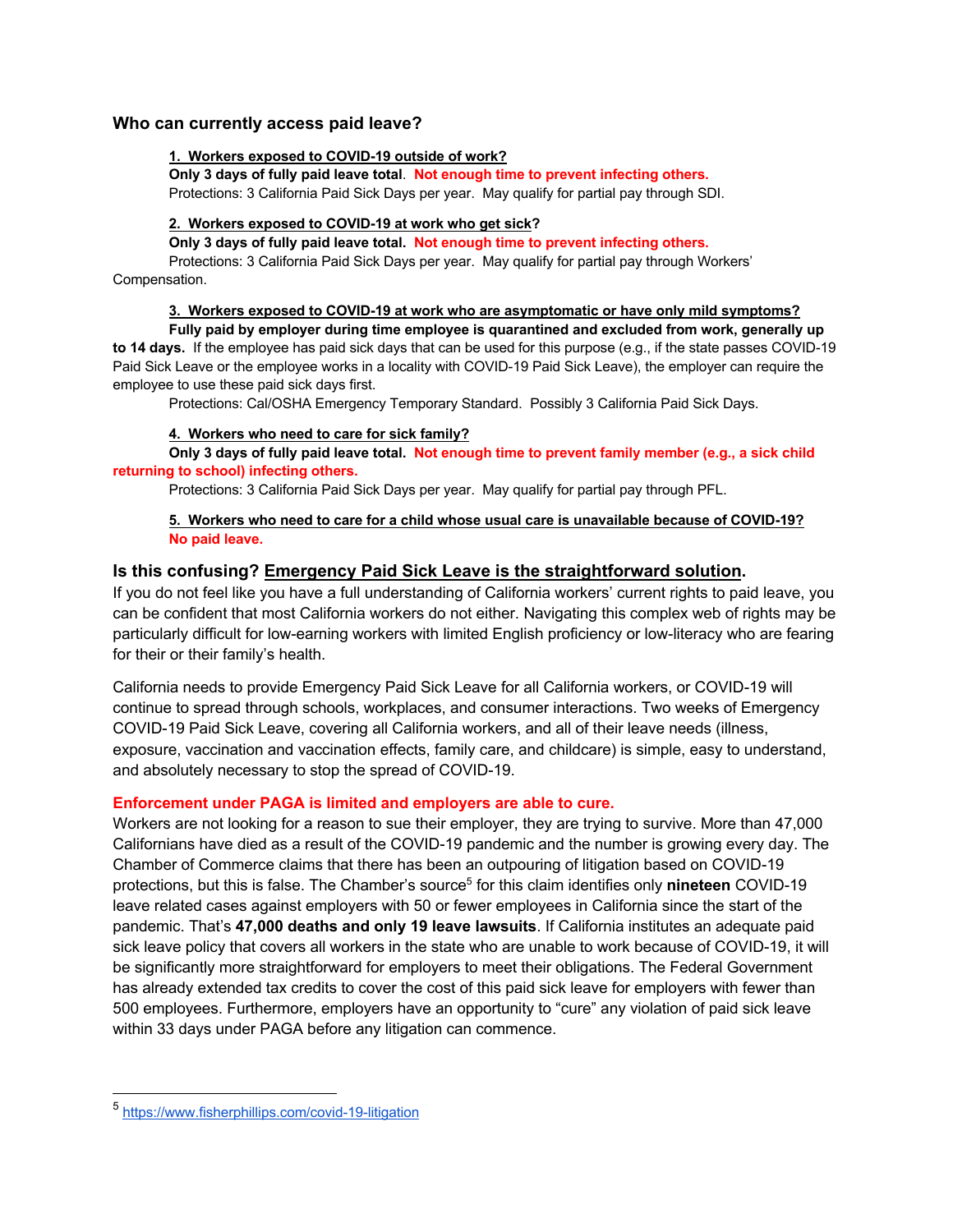## Who can currently access paid leave?

**1. Workers exposed to COVID-19 outside of work?**

**Only 3 days of fully paid leave total**. **Not enough time to prevent infecting others.**

Protections: 3 California Paid Sick Days per year. May qualify for partial pay through SDI.

**2. Workers exposed to COVID-19 at work who get sick?**

**Only 3 days of fully paid leave total. Not enough time to prevent infecting others.**

Protections: 3 California Paid Sick Days per year. May qualify for partial pay through Workers' Compensation.

**3. Workers exposed to COVID-19 at work who are asymptomatic or have only mild symptoms?**

**Fully paid by employer during time employee is quarantined and excluded from work, generally up to 14 days.** If the employee has paid sick days that can be used for this purpose (e.g., if the state passes COVID-19 Paid Sick Leave or the employee works in a locality with COVID-19 Paid Sick Leave), the employer can require the employee to use these paid sick days first.

Protections: Cal/OSHA Emergency Temporary Standard. Possibly 3 California Paid Sick Days.

**4. Workers who need to care for sick family?**

**Only 3 days of fully paid leave total. Not enough time to prevent family member (e.g., a sick child returning to school) infecting others.**

Protections: 3 California Paid Sick Days per year. May qualify for partial pay through PFL.

**5. Workers who need to care for a child whose usual care is unavailable because of COVID-19?**

**No paid leave.**

## Is this confusing? Emergency Paid Sick Leave is the straightforward solution.

If you do not feel like you have a full understanding of California workers' current rights to paid leave, you can be confident that most California workers do not either. Navigating this complex web of rights may be particularly difficult for low-earning workers with limited English proficiency or low-literacy who are fearing for their or their family's health.

California needs to provide Emergency Paid Sick Leave for all California workers, or COVID-19 will continue to spread through schools, workplaces, and consumer interactions. Two weeks of Emergency COVID-19 Paid Sick Leave, covering all California workers, and all of their leave needs (illness, exposure, vaccination and vaccination effects, family care, and childcare) is simple, easy to understand, and absolutely necessary to stop the spread of COVID-19.

**Enforcement under PAGA is limited and employers are able to cure.**

Workers are not looking for a reason to sue their employer, they are trying to survive. More than 47,000 Californians have died as a result of the COVID-19 pandemic and the number is growing every day. The Chamber of Commerce claims that there has been an outpouring of litigation based on COVID-19 protections, but this is false. The Chamber's source[5] for this claim identifies only **nineteen** COVID-19 leave related cases against employers with 50 or fewer employees in California since the start of the pandemic. That's **47,000 deaths and only 19 leave lawsuits**. If California institutes an adequate paid sick leave policy that covers all workers in the state who are unable to work because of COVID-19, it will be significantly more straightforward for employers to meet their obligations. The Federal Government has already extended tax credits to cover the cost of this paid sick leave for employers with fewer than 500 employees. Furthermore, employers have an opportunity to "cure" any violation of paid sick leave within 33 days under PAGA before any litigation can commence.

---

[5] https://www.fisherphillips.com/covid-19-litigation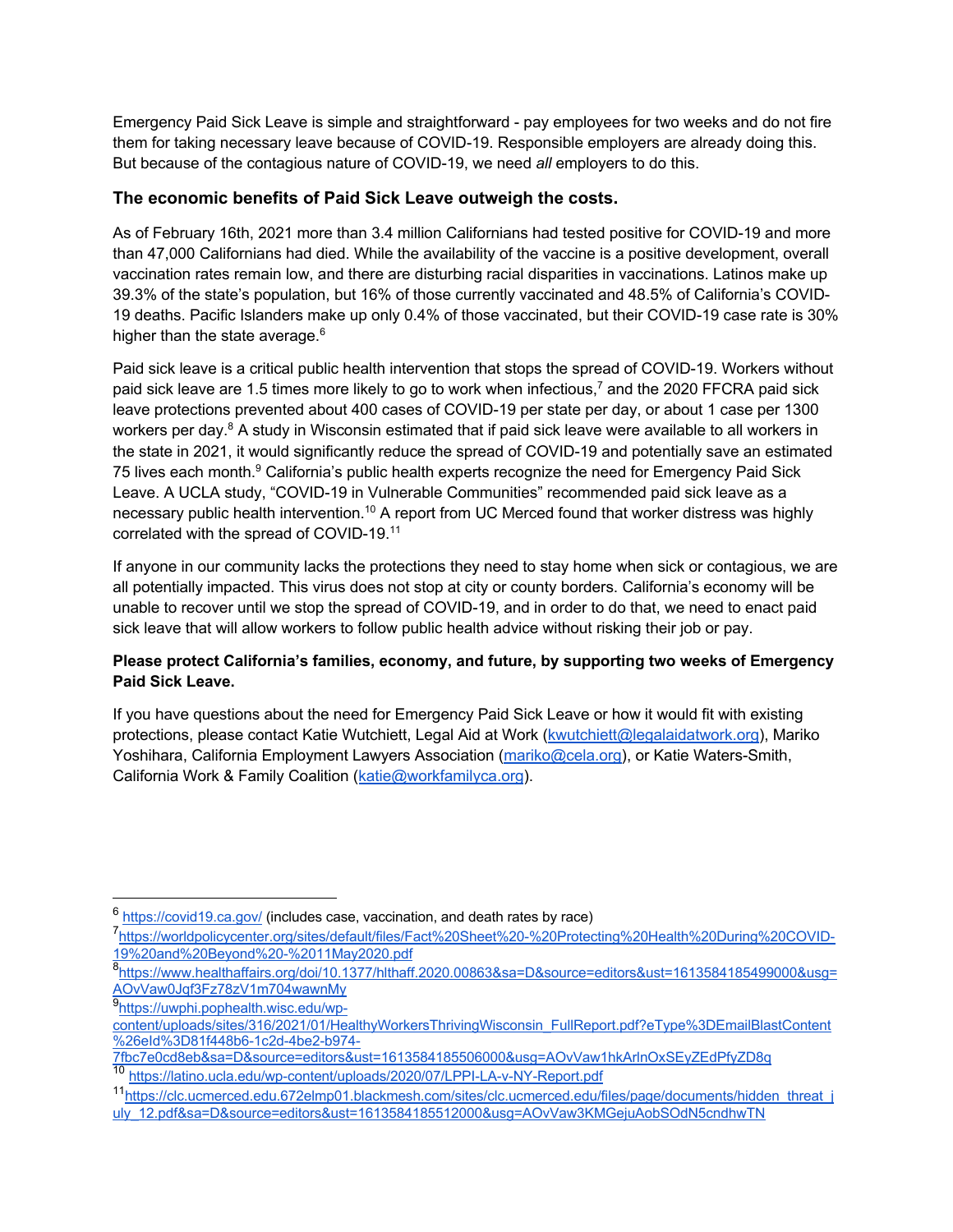Emergency Paid Sick Leave is simple and straightforward - pay employees for two weeks and do not fire them for taking necessary leave because of COVID-19. Responsible employers are already doing this. But because of the contagious nature of COVID-19, we need *all* employers to do this.

### The economic benefits of Paid Sick Leave outweigh the costs.

As of February 16th, 2021 more than 3.4 million Californians had tested positive for COVID-19 and more than 47,000 Californians had died. While the availability of the vaccine is a positive development, overall vaccination rates remain low, and there are disturbing racial disparities in vaccinations. Latinos make up 39.3% of the state's population, but 16% of those currently vaccinated and 48.5% of California's COVID-19 deaths. Pacific Islanders make up only 0.4% of those vaccinated, but their COVID-19 case rate is 30% higher than the state average.[6]

Paid sick leave is a critical public health intervention that stops the spread of COVID-19. Workers without paid sick leave are 1.5 times more likely to go to work when infectious,[7] and the 2020 FFCRA paid sick leave protections prevented about 400 cases of COVID-19 per state per day, or about 1 case per 1300 workers per day.[8] A study in Wisconsin estimated that if paid sick leave were available to all workers in the state in 2021, it would significantly reduce the spread of COVID-19 and potentially save an estimated 75 lives each month.[9] California's public health experts recognize the need for Emergency Paid Sick Leave. A UCLA study, "COVID-19 in Vulnerable Communities" recommended paid sick leave as a necessary public health intervention.[10] A report from UC Merced found that worker distress was highly correlated with the spread of COVID-19.[11]

If anyone in our community lacks the protections they need to stay home when sick or contagious, we are all potentially impacted. This virus does not stop at city or county borders. California's economy will be unable to recover until we stop the spread of COVID-19, and in order to do that, we need to enact paid sick leave that will allow workers to follow public health advice without risking their job or pay.

**Please protect California's families, economy, and future, by supporting two weeks of Emergency Paid Sick Leave.**

If you have questions about the need for Emergency Paid Sick Leave or how it would fit with existing protections, please contact Katie Wutchiett, Legal Aid at Work (kwutchiett@legalaidatwork.org), Mariko Yoshihara, California Employment Lawyers Association (mariko@cela.org), or Katie Waters-Smith, California Work & Family Coalition (katie@workfamilyca.org).

---

[6] https://covid19.ca.gov/ (includes case, vaccination, and death rates by race)

[7] https://worldpolicycenter.org/sites/default/files/Fact%20Sheet%20-%20Protecting%20Health%20During%20COVID-19%20and%20Beyond%20-%2011May2020.pdf

[8] https://www.healthaffairs.org/doi/10.1377/hlthaff.2020.00863&sa=D&source=editors&ust=1613584185499000&usg=AOvVaw0Jqf3Fz78zV1m704wawnMy

[9] https://uwphi.pophealth.wisc.edu/wp-content/uploads/sites/316/2021/01/HealthyWorkersThrivingWisconsin_FullReport.pdf?eType%3DEmailBlastContent%26eId%3D81f448b6-1c2d-4be2-b974-7fbc7e0cd8eb&sa=D&source=editors&ust=1613584185506000&usg=AOvVaw1hkArlnOxSEyZEdPfyZD8q

[10] https://latino.ucla.edu/wp-content/uploads/2020/07/LPPI-LA-v-NY-Report.pdf

[11] https://clc.ucmerced.edu.672elmp01.blackmesh.com/sites/clc.ucmerced.edu/files/page/documents/hidden_threat_july_12.pdf&sa=D&source=editors&ust=1613584185512000&usg=AOvVaw3KMGejuAobSOdN5cndhwTN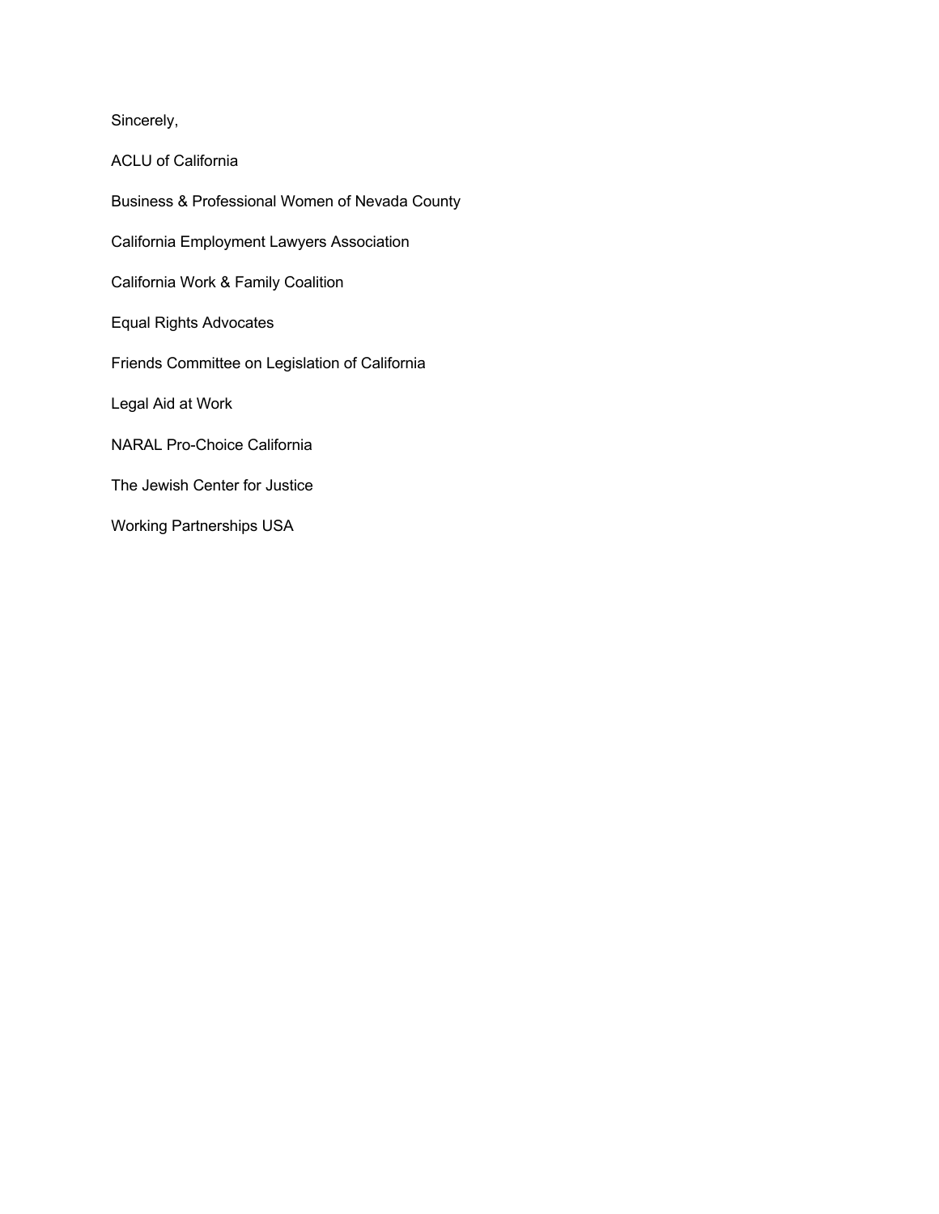Sincerely,

ACLU of California

Business & Professional Women of Nevada County

California Employment Lawyers Association

California Work & Family Coalition

Equal Rights Advocates

Friends Committee on Legislation of California

Legal Aid at Work

NARAL Pro-Choice California

The Jewish Center for Justice

Working Partnerships USA